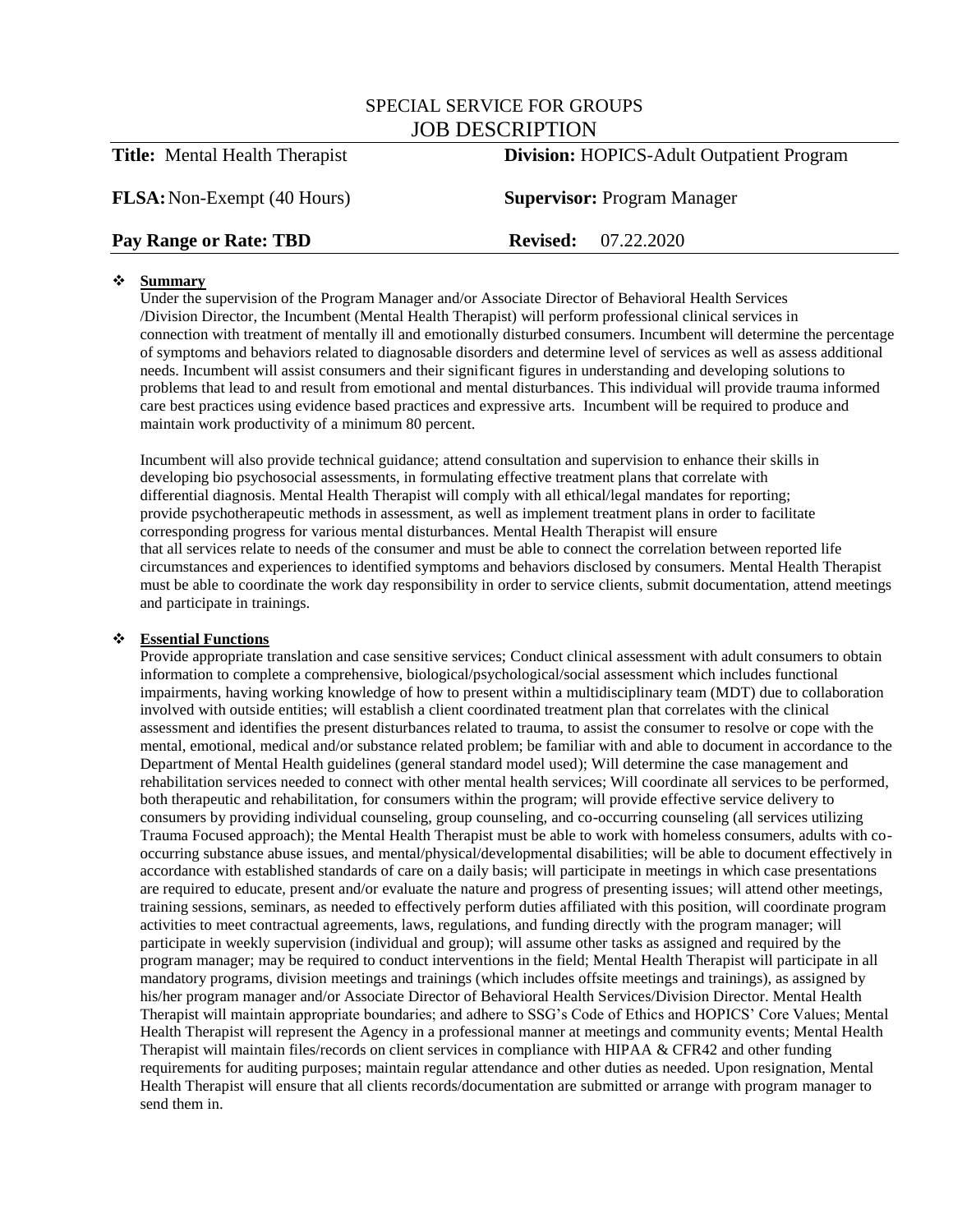# SPECIAL SERVICE FOR GROUPS
## JOB DESCRIPTION

| | |
|---|---|
| **Title:** Mental Health Therapist | **Division:** HOPICS-Adult Outpatient Program |
| **FLSA:** Non-Exempt (40 Hours) | **Supervisor:** Program Manager |
| **Pay Range or Rate: TBD** | **Revised:** 07.22.2020 |

❖ **Summary**

Under the supervision of the Program Manager and/or Associate Director of Behavioral Health Services /Division Director, the Incumbent (Mental Health Therapist) will perform professional clinical services in connection with treatment of mentally ill and emotionally disturbed consumers. Incumbent will determine the percentage of symptoms and behaviors related to diagnosable disorders and determine level of services as well as assess additional needs. Incumbent will assist consumers and their significant figures in understanding and developing solutions to problems that lead to and result from emotional and mental disturbances. This individual will provide trauma informed care best practices using evidence based practices and expressive arts. Incumbent will be required to produce and maintain work productivity of a minimum 80 percent.

Incumbent will also provide technical guidance; attend consultation and supervision to enhance their skills in developing bio psychosocial assessments, in formulating effective treatment plans that correlate with differential diagnosis. Mental Health Therapist will comply with all ethical/legal mandates for reporting; provide psychotherapeutic methods in assessment, as well as implement treatment plans in order to facilitate corresponding progress for various mental disturbances. Mental Health Therapist will ensure that all services relate to needs of the consumer and must be able to connect the correlation between reported life circumstances and experiences to identified symptoms and behaviors disclosed by consumers. Mental Health Therapist must be able to coordinate the work day responsibility in order to service clients, submit documentation, attend meetings and participate in trainings.

❖ **Essential Functions**

Provide appropriate translation and case sensitive services; Conduct clinical assessment with adult consumers to obtain information to complete a comprehensive, biological/psychological/social assessment which includes functional impairments, having working knowledge of how to present within a multidisciplinary team (MDT) due to collaboration involved with outside entities; will establish a client coordinated treatment plan that correlates with the clinical assessment and identifies the present disturbances related to trauma, to assist the consumer to resolve or cope with the mental, emotional, medical and/or substance related problem; be familiar with and able to document in accordance to the Department of Mental Health guidelines (general standard model used); Will determine the case management and rehabilitation services needed to connect with other mental health services; Will coordinate all services to be performed, both therapeutic and rehabilitation, for consumers within the program; will provide effective service delivery to consumers by providing individual counseling, group counseling, and co-occurring counseling (all services utilizing Trauma Focused approach); the Mental Health Therapist must be able to work with homeless consumers, adults with co-occurring substance abuse issues, and mental/physical/developmental disabilities; will be able to document effectively in accordance with established standards of care on a daily basis; will participate in meetings in which case presentations are required to educate, present and/or evaluate the nature and progress of presenting issues; will attend other meetings, training sessions, seminars, as needed to effectively perform duties affiliated with this position, will coordinate program activities to meet contractual agreements, laws, regulations, and funding directly with the program manager; will participate in weekly supervision (individual and group); will assume other tasks as assigned and required by the program manager; may be required to conduct interventions in the field; Mental Health Therapist will participate in all mandatory programs, division meetings and trainings (which includes offsite meetings and trainings), as assigned by his/her program manager and/or Associate Director of Behavioral Health Services/Division Director. Mental Health Therapist will maintain appropriate boundaries; and adhere to SSG's Code of Ethics and HOPICS' Core Values; Mental Health Therapist will represent the Agency in a professional manner at meetings and community events; Mental Health Therapist will maintain files/records on client services in compliance with HIPAA & CFR42 and other funding requirements for auditing purposes; maintain regular attendance and other duties as needed. Upon resignation, Mental Health Therapist will ensure that all clients records/documentation are submitted or arrange with program manager to send them in.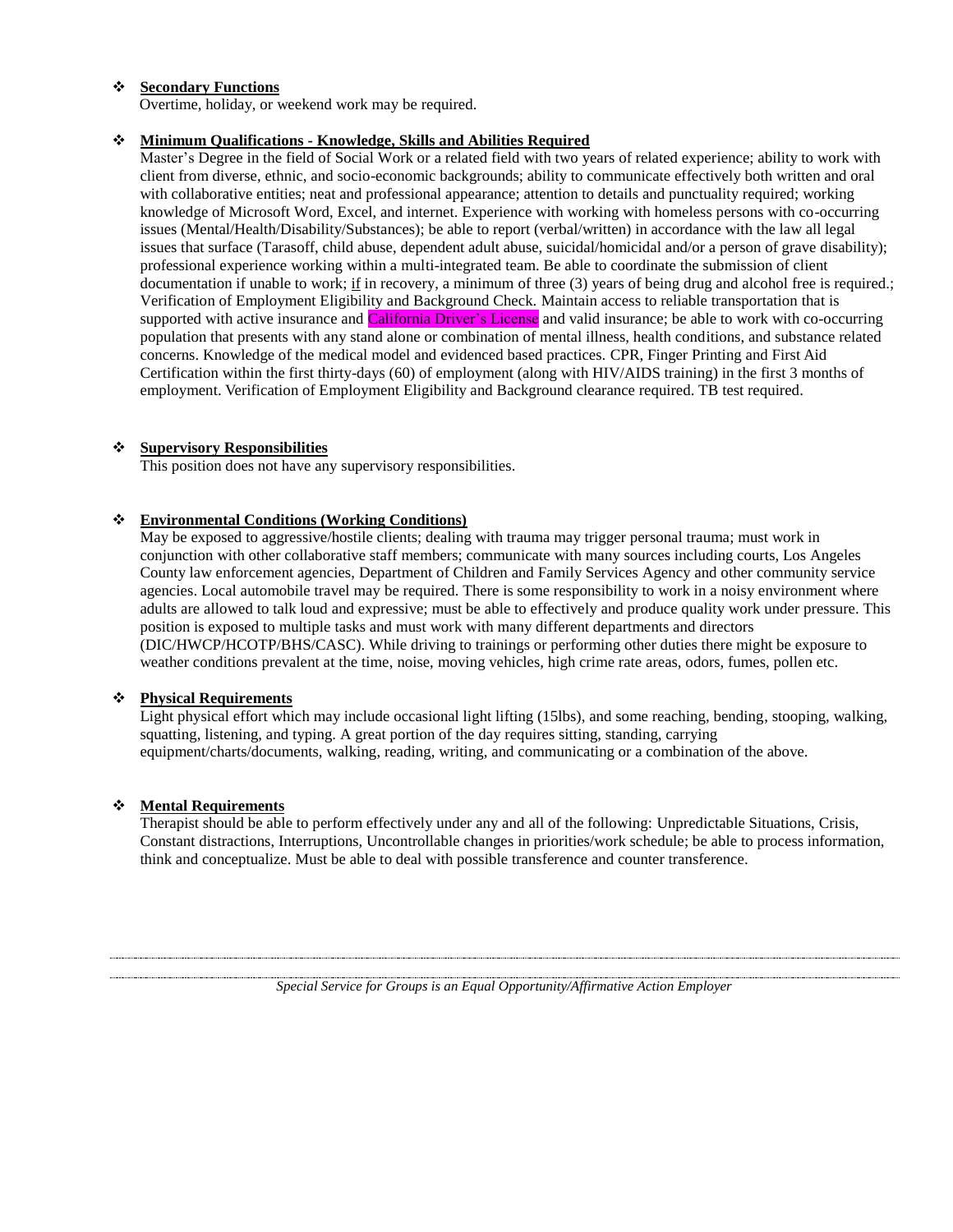- **Secondary Functions**

  Overtime, holiday, or weekend work may be required.

- **Minimum Qualifications - Knowledge, Skills and Abilities Required**

  Master's Degree in the field of Social Work or a related field with two years of related experience; ability to work with client from diverse, ethnic, and socio-economic backgrounds; ability to communicate effectively both written and oral with collaborative entities; neat and professional appearance; attention to details and punctuality required; working knowledge of Microsoft Word, Excel, and internet. Experience with working with homeless persons with co-occurring issues (Mental/Health/Disability/Substances); be able to report (verbal/written) in accordance with the law all legal issues that surface (Tarasoff, child abuse, dependent adult abuse, suicidal/homicidal and/or a person of grave disability); professional experience working within a multi-integrated team. Be able to coordinate the submission of client documentation if unable to work; if in recovery, a minimum of three (3) years of being drug and alcohol free is required.; Verification of Employment Eligibility and Background Check. Maintain access to reliable transportation that is supported with active insurance and California Driver's License and valid insurance; be able to work with co-occurring population that presents with any stand alone or combination of mental illness, health conditions, and substance related concerns. Knowledge of the medical model and evidenced based practices. CPR, Finger Printing and First Aid Certification within the first thirty-days (60) of employment (along with HIV/AIDS training) in the first 3 months of employment. Verification of Employment Eligibility and Background clearance required. TB test required.

- **Supervisory Responsibilities**

  This position does not have any supervisory responsibilities.

- **Environmental Conditions (Working Conditions)**

  May be exposed to aggressive/hostile clients; dealing with trauma may trigger personal trauma; must work in conjunction with other collaborative staff members; communicate with many sources including courts, Los Angeles County law enforcement agencies, Department of Children and Family Services Agency and other community service agencies. Local automobile travel may be required. There is some responsibility to work in a noisy environment where adults are allowed to talk loud and expressive; must be able to effectively and produce quality work under pressure. This position is exposed to multiple tasks and must work with many different departments and directors (DIC/HWCP/HCOTP/BHS/CASC). While driving to trainings or performing other duties there might be exposure to weather conditions prevalent at the time, noise, moving vehicles, high crime rate areas, odors, fumes, pollen etc.

- **Physical Requirements**

  Light physical effort which may include occasional light lifting (15lbs), and some reaching, bending, stooping, walking, squatting, listening, and typing. A great portion of the day requires sitting, standing, carrying equipment/charts/documents, walking, reading, writing, and communicating or a combination of the above.

- **Mental Requirements**

  Therapist should be able to perform effectively under any and all of the following: Unpredictable Situations, Crisis, Constant distractions, Interruptions, Uncontrollable changes in priorities/work schedule; be able to process information, think and conceptualize. Must be able to deal with possible transference and counter transference.

*Special Service for Groups is an Equal Opportunity/Affirmative Action Employer*